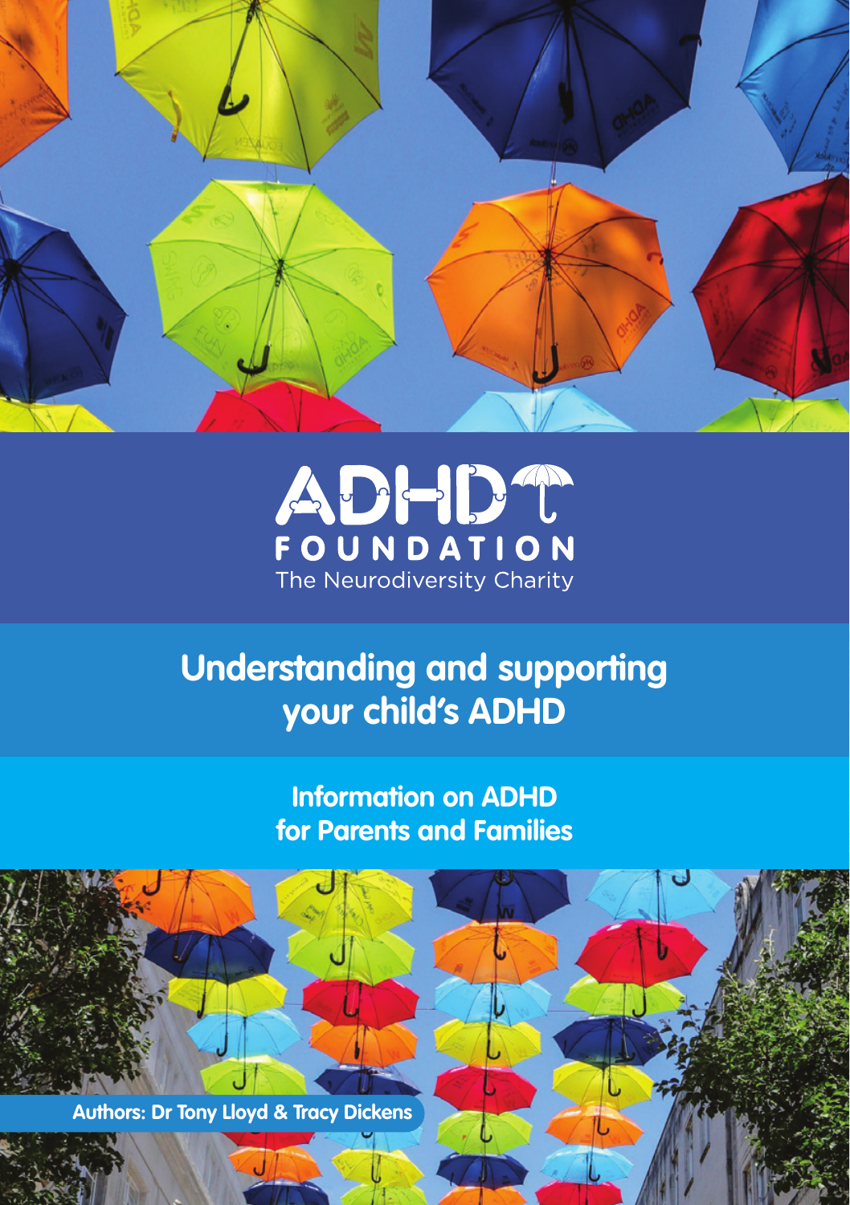ADHD FOUNDATION

The Neurodiversity Charity

# Understanding and supporting your child's ADHD

## Information on ADHD for Parents and Families

**Authors: Dr Tony Lloyd & Tracy Dickens**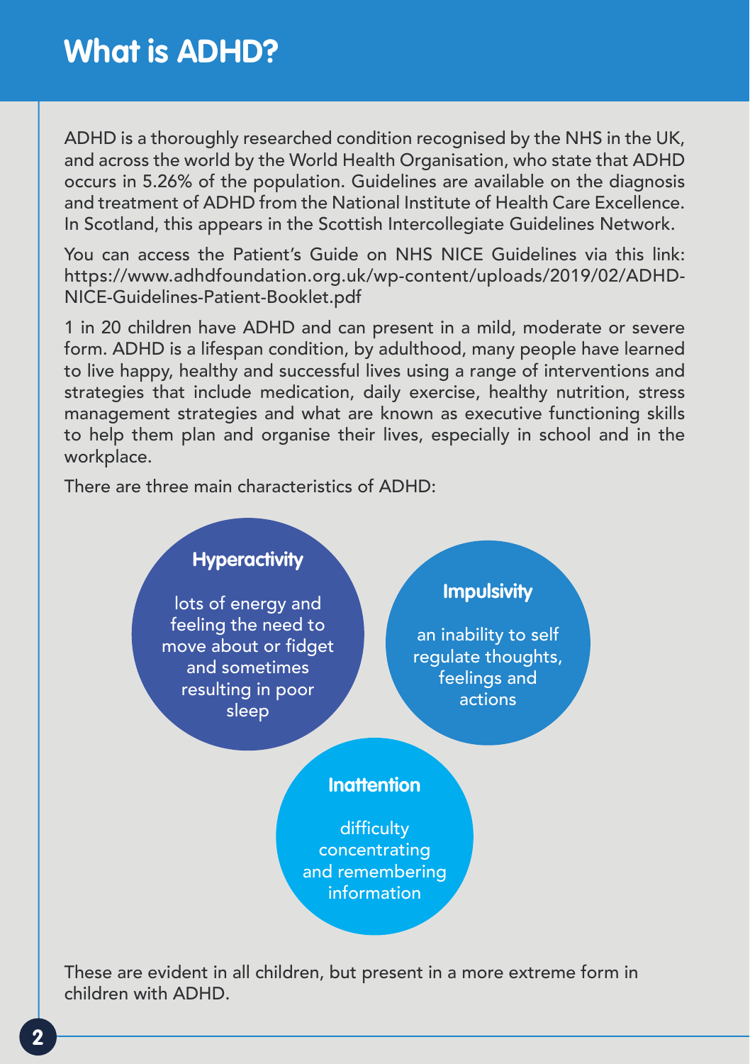# What is ADHD?

ADHD is a thoroughly researched condition recognised by the NHS in the UK, and across the world by the World Health Organisation, who state that ADHD occurs in 5.26% of the population. Guidelines are available on the diagnosis and treatment of ADHD from the National Institute of Health Care Excellence. In Scotland, this appears in the Scottish Intercollegiate Guidelines Network.

You can access the Patient's Guide on NHS NICE Guidelines via this link: https://www.adhdfoundation.org.uk/wp-content/uploads/2019/02/ADHD-NICE-Guidelines-Patient-Booklet.pdf

1 in 20 children have ADHD and can present in a mild, moderate or severe form. ADHD is a lifespan condition, by adulthood, many people have learned to live happy, healthy and successful lives using a range of interventions and strategies that include medication, daily exercise, healthy nutrition, stress management strategies and what are known as executive functioning skills to help them plan and organise their lives, especially in school and in the workplace.

There are three main characteristics of ADHD:

**Hyperactivity**

lots of energy and feeling the need to move about or fidget and sometimes resulting in poor sleep

**Impulsivity**

an inability to self regulate thoughts, feelings and actions

**Inattention**

difficulty concentrating and remembering information

These are evident in all children, but present in a more extreme form in children with ADHD.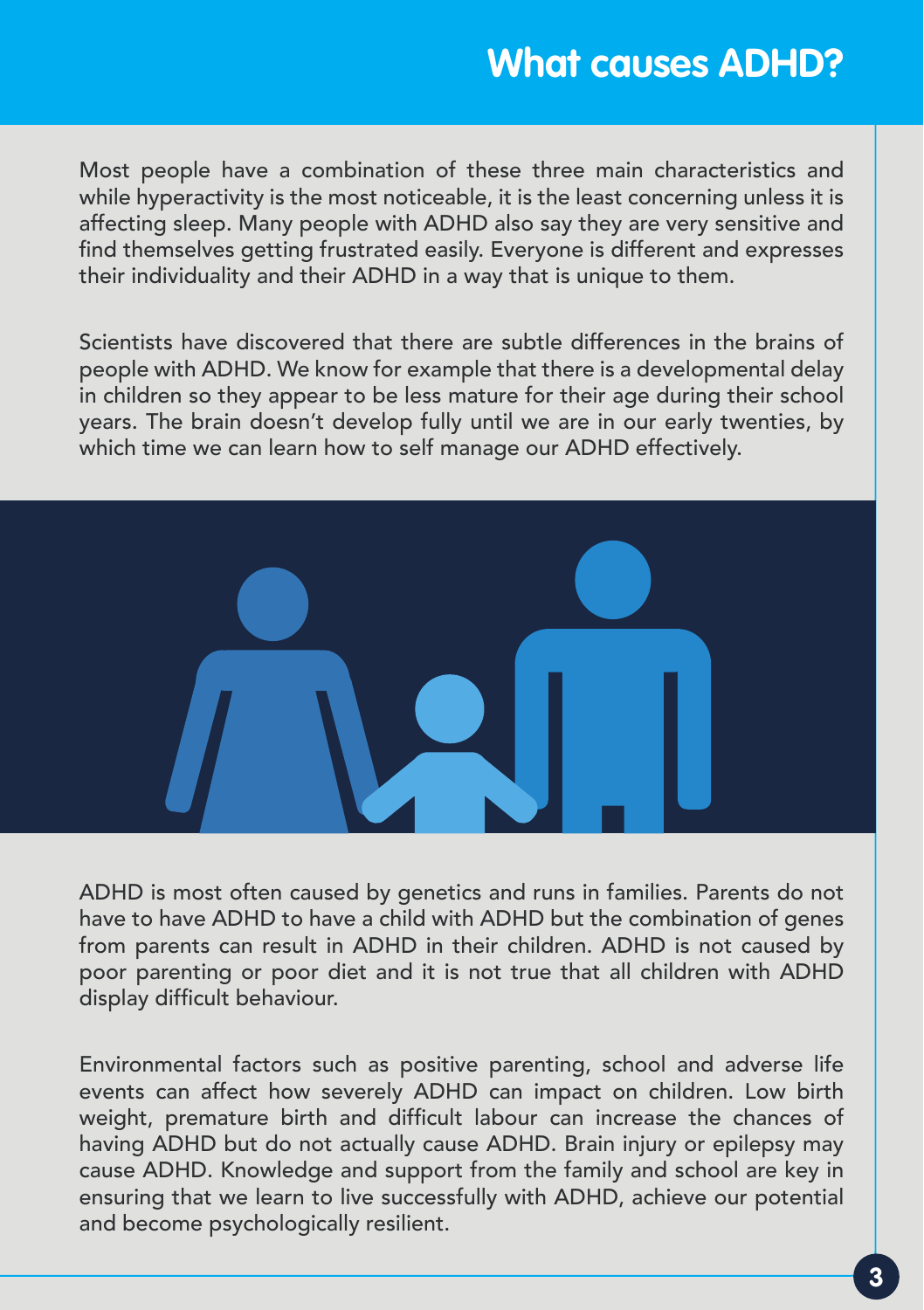# What causes ADHD?

Most people have a combination of these three main characteristics and while hyperactivity is the most noticeable, it is the least concerning unless it is affecting sleep. Many people with ADHD also say they are very sensitive and find themselves getting frustrated easily. Everyone is different and expresses their individuality and their ADHD in a way that is unique to them.

Scientists have discovered that there are subtle differences in the brains of people with ADHD. We know for example that there is a developmental delay in children so they appear to be less mature for their age during their school years. The brain doesn't develop fully until we are in our early twenties, by which time we can learn how to self manage our ADHD effectively.

ADHD is most often caused by genetics and runs in families. Parents do not have to have ADHD to have a child with ADHD but the combination of genes from parents can result in ADHD in their children. ADHD is not caused by poor parenting or poor diet and it is not true that all children with ADHD display difficult behaviour.

Environmental factors such as positive parenting, school and adverse life events can affect how severely ADHD can impact on children. Low birth weight, premature birth and difficult labour can increase the chances of having ADHD but do not actually cause ADHD. Brain injury or epilepsy may cause ADHD. Knowledge and support from the family and school are key in ensuring that we learn to live successfully with ADHD, achieve our potential and become psychologically resilient.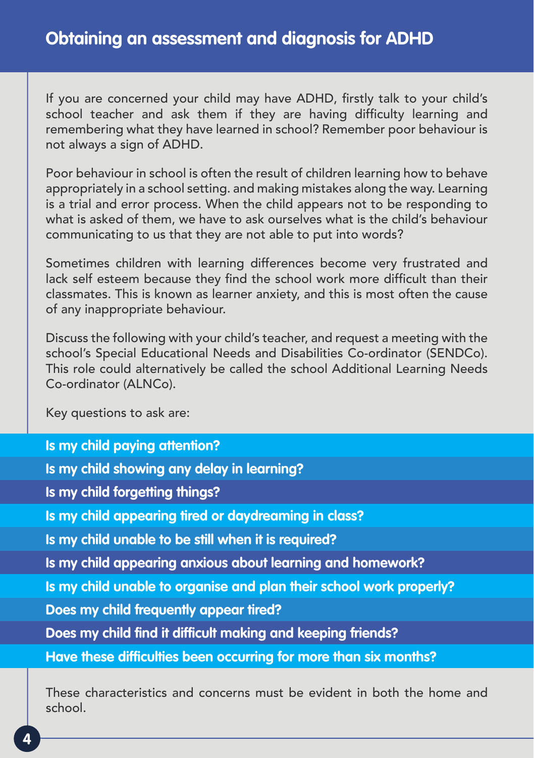## Obtaining an assessment and diagnosis for ADHD

If you are concerned your child may have ADHD, firstly talk to your child's school teacher and ask them if they are having difficulty learning and remembering what they have learned in school? Remember poor behaviour is not always a sign of ADHD.

Poor behaviour in school is often the result of children learning how to behave appropriately in a school setting. and making mistakes along the way. Learning is a trial and error process. When the child appears not to be responding to what is asked of them, we have to ask ourselves what is the child's behaviour communicating to us that they are not able to put into words?

Sometimes children with learning differences become very frustrated and lack self esteem because they find the school work more difficult than their classmates. This is known as learner anxiety, and this is most often the cause of any inappropriate behaviour.

Discuss the following with your child's teacher, and request a meeting with the school's Special Educational Needs and Disabilities Co-ordinator (SENDCo). This role could alternatively be called the school Additional Learning Needs Co-ordinator (ALNCo).

Key questions to ask are:

- **Is my child paying attention?**
- **Is my child showing any delay in learning?**
- **Is my child forgetting things?**
- **Is my child appearing tired or daydreaming in class?**
- **Is my child unable to be still when it is required?**
- **Is my child appearing anxious about learning and homework?**
- **Is my child unable to organise and plan their school work properly?**
- **Does my child frequently appear tired?**
- **Does my child find it difficult making and keeping friends?**
- **Have these difficulties been occurring for more than six months?**

These characteristics and concerns must be evident in both the home and school.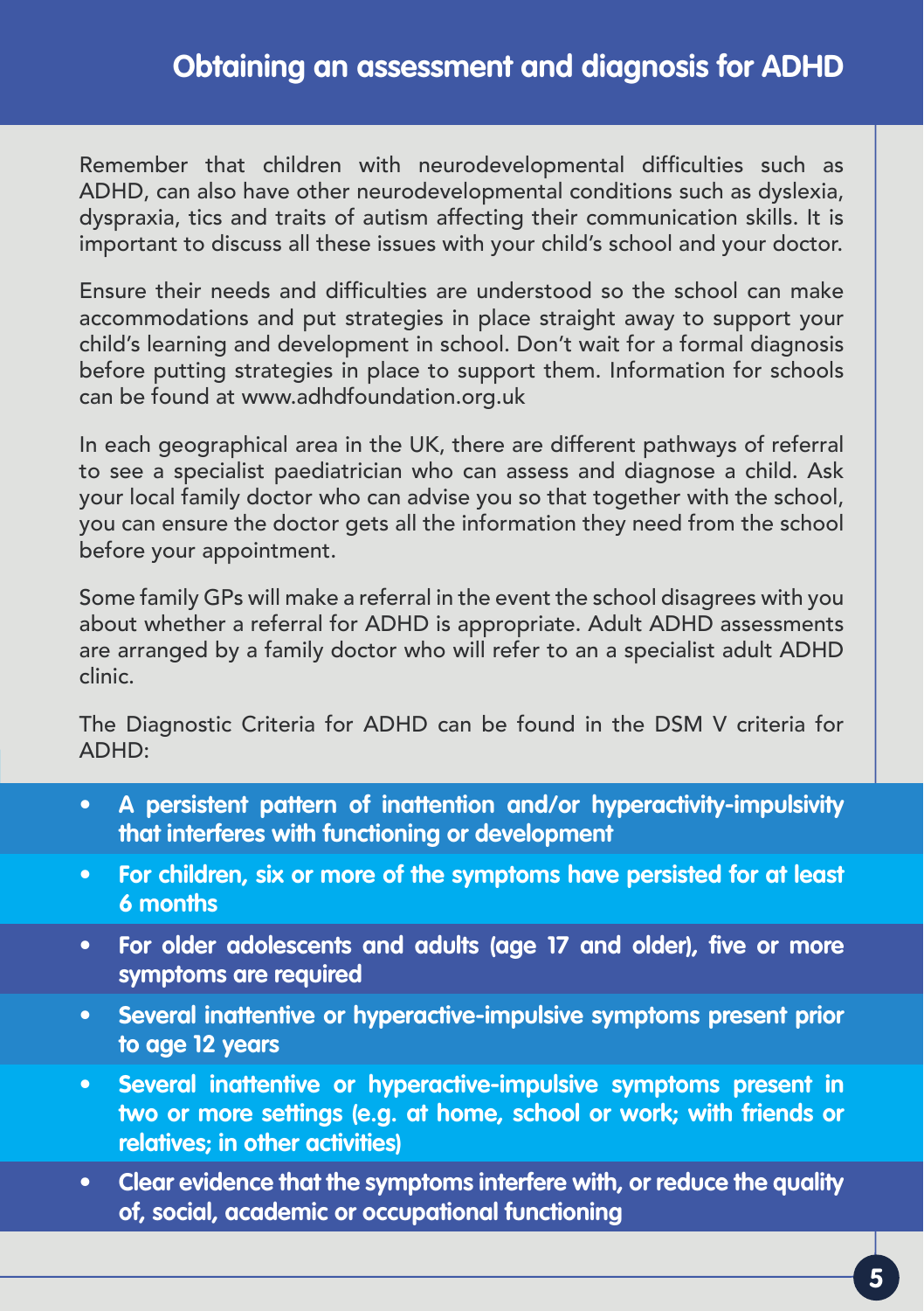# Obtaining an assessment and diagnosis for ADHD

Remember that children with neurodevelopmental difficulties such as ADHD, can also have other neurodevelopmental conditions such as dyslexia, dyspraxia, tics and traits of autism affecting their communication skills. It is important to discuss all these issues with your child's school and your doctor.

Ensure their needs and difficulties are understood so the school can make accommodations and put strategies in place straight away to support your child's learning and development in school. Don't wait for a formal diagnosis before putting strategies in place to support them. Information for schools can be found at www.adhdfoundation.org.uk

In each geographical area in the UK, there are different pathways of referral to see a specialist paediatrician who can assess and diagnose a child. Ask your local family doctor who can advise you so that together with the school, you can ensure the doctor gets all the information they need from the school before your appointment.

Some family GPs will make a referral in the event the school disagrees with you about whether a referral for ADHD is appropriate. Adult ADHD assessments are arranged by a family doctor who will refer to an a specialist adult ADHD clinic.

The Diagnostic Criteria for ADHD can be found in the DSM V criteria for ADHD:

- **A persistent pattern of inattention and/or hyperactivity-impulsivity that interferes with functioning or development**
- **For children, six or more of the symptoms have persisted for at least 6 months**
- **For older adolescents and adults (age 17 and older), five or more symptoms are required**
- **Several inattentive or hyperactive-impulsive symptoms present prior to age 12 years**
- **Several inattentive or hyperactive-impulsive symptoms present in two or more settings (e.g. at home, school or work; with friends or relatives; in other activities)**
- **Clear evidence that the symptoms interfere with, or reduce the quality of, social, academic or occupational functioning**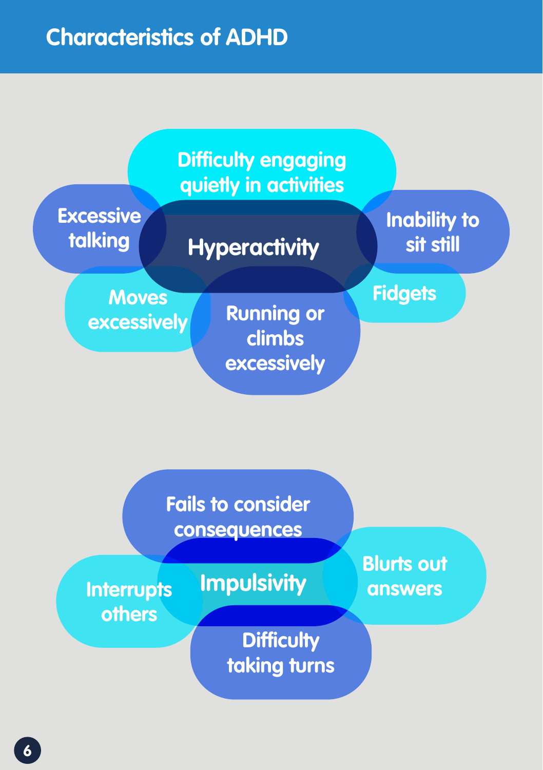# Characteristics of ADHD

## Hyperactivity

- Difficulty engaging quietly in activities
- Excessive talking
- Inability to sit still
- Moves excessively
- Running or climbs excessively
- Fidgets

## Impulsivity

- Fails to consider consequences
- Interrupts others
- Blurts out answers
- Difficulty taking turns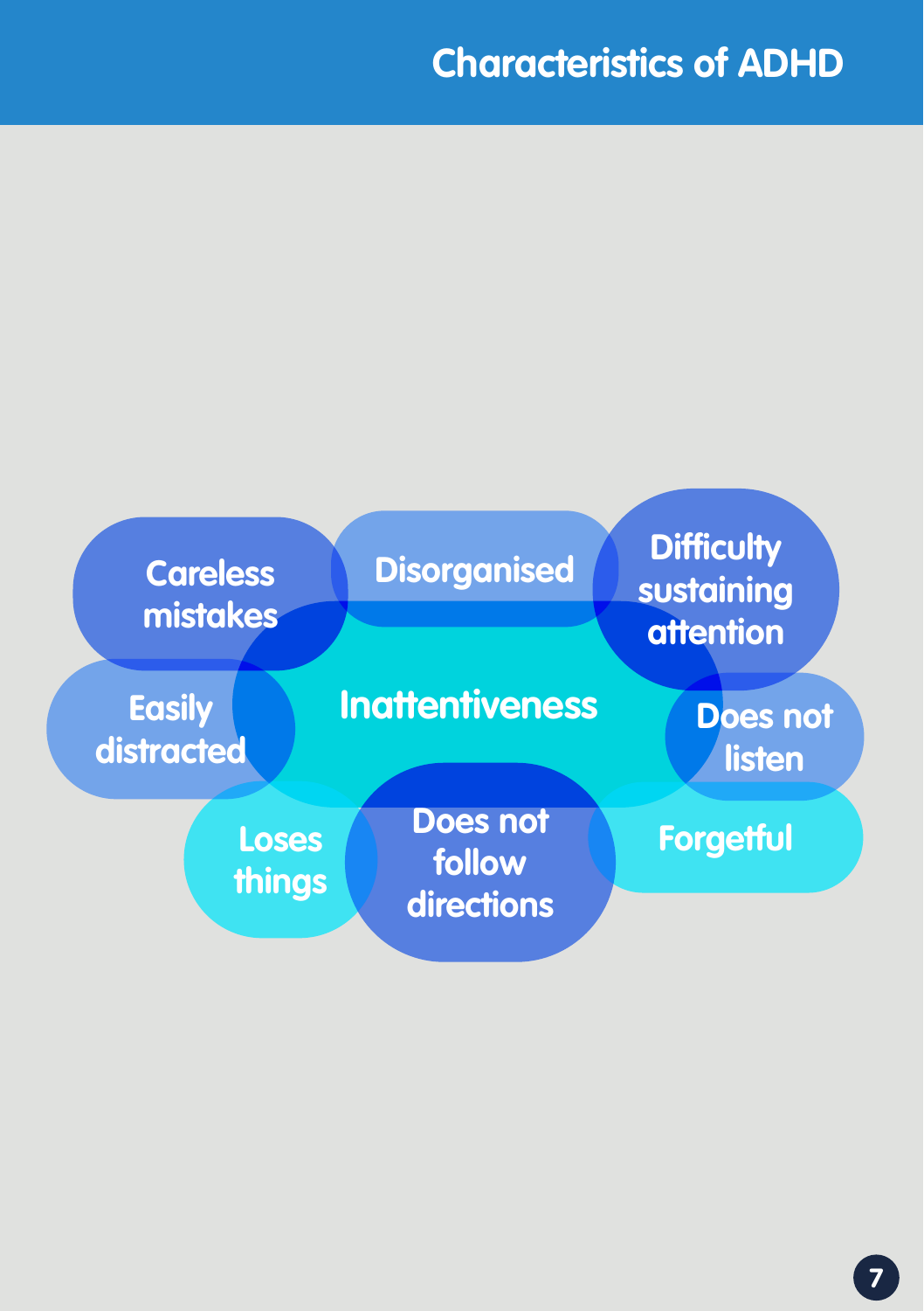# Characteristics of ADHD

**Inattentiveness**

- Careless mistakes
- Disorganised
- Difficulty sustaining attention
- Easily distracted
- Does not listen
- Loses things
- Does not follow directions
- Forgetful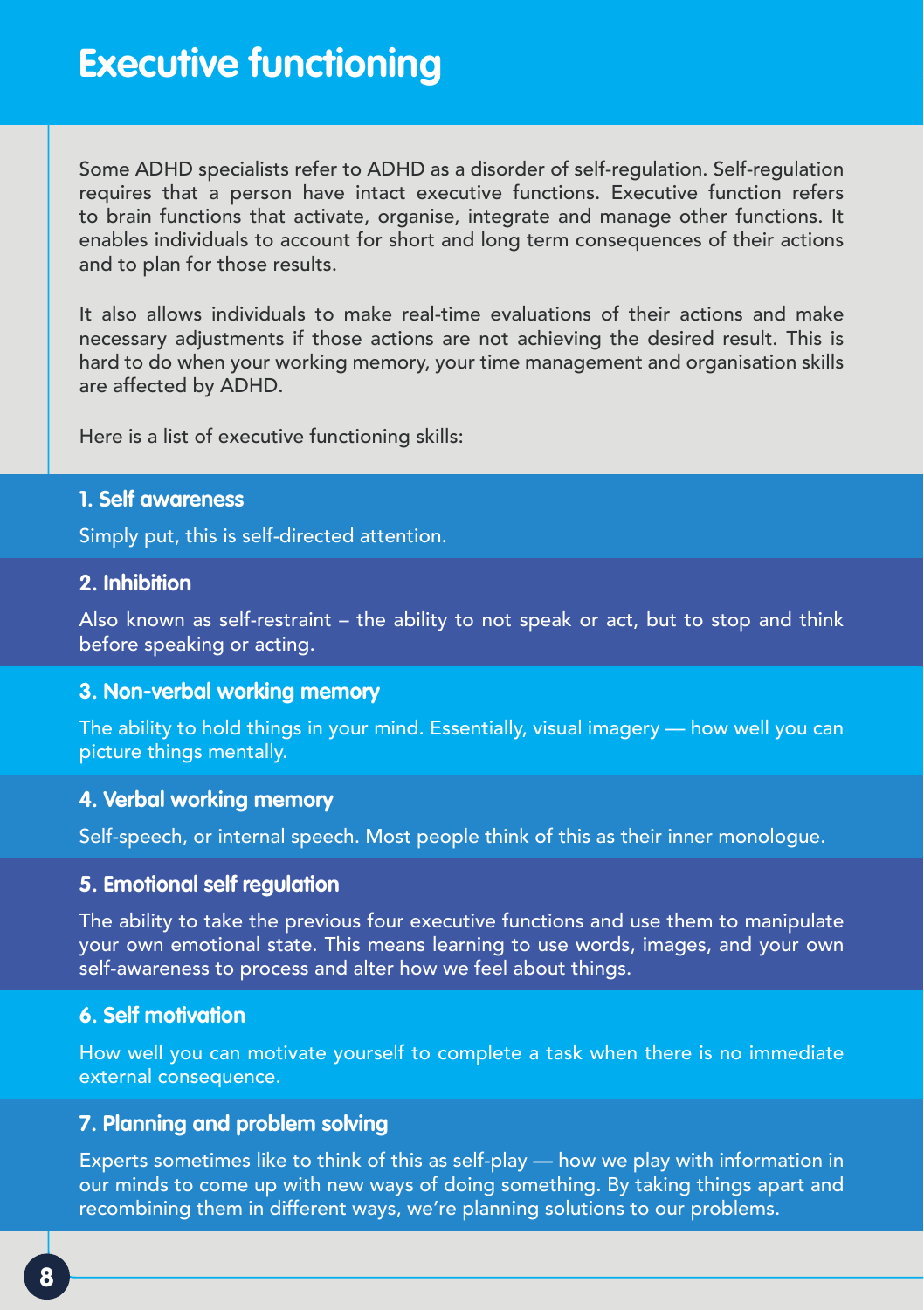# Executive functioning

Some ADHD specialists refer to ADHD as a disorder of self-regulation. Self-regulation requires that a person have intact executive functions. Executive function refers to brain functions that activate, organise, integrate and manage other functions. It enables individuals to account for short and long term consequences of their actions and to plan for those results.

It also allows individuals to make real-time evaluations of their actions and make necessary adjustments if those actions are not achieving the desired result. This is hard to do when your working memory, your time management and organisation skills are affected by ADHD.

Here is a list of executive functioning skills:

### 1. Self awareness

Simply put, this is self-directed attention.

### 2. Inhibition

Also known as self-restraint – the ability to not speak or act, but to stop and think before speaking or acting.

### 3. Non-verbal working memory

The ability to hold things in your mind. Essentially, visual imagery — how well you can picture things mentally.

### 4. Verbal working memory

Self-speech, or internal speech. Most people think of this as their inner monologue.

### 5. Emotional self regulation

The ability to take the previous four executive functions and use them to manipulate your own emotional state. This means learning to use words, images, and your own self-awareness to process and alter how we feel about things.

### 6. Self motivation

How well you can motivate yourself to complete a task when there is no immediate external consequence.

### 7. Planning and problem solving

Experts sometimes like to think of this as self-play — how we play with information in our minds to come up with new ways of doing something. By taking things apart and recombining them in different ways, we're planning solutions to our problems.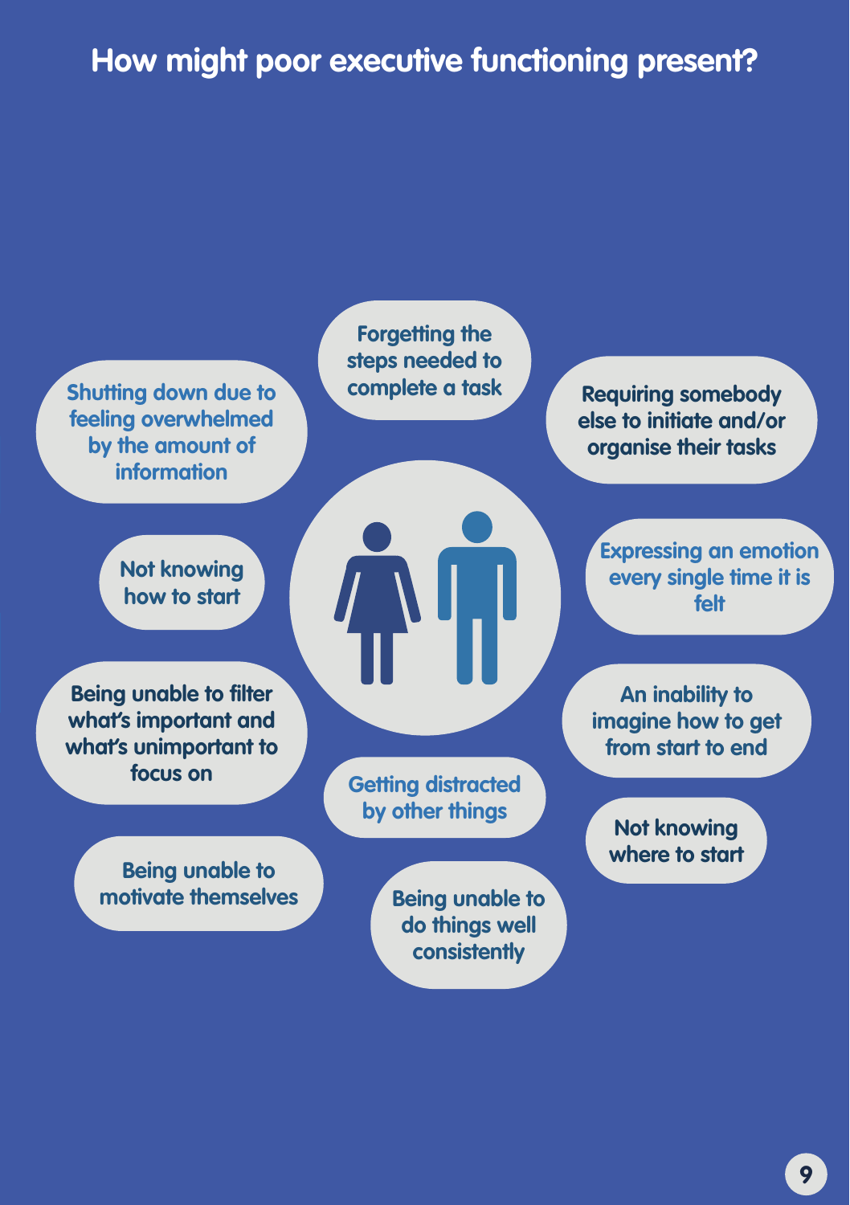# How might poor executive functioning present?

- Forgetting the steps needed to complete a task
- Shutting down due to feeling overwhelmed by the amount of information
- Requiring somebody else to initiate and/or organise their tasks
- Not knowing how to start
- Expressing an emotion every single time it is felt
- Being unable to filter what's important and what's unimportant to focus on
- An inability to imagine how to get from start to end
- Getting distracted by other things
- Not knowing where to start
- Being unable to motivate themselves
- Being unable to do things well consistently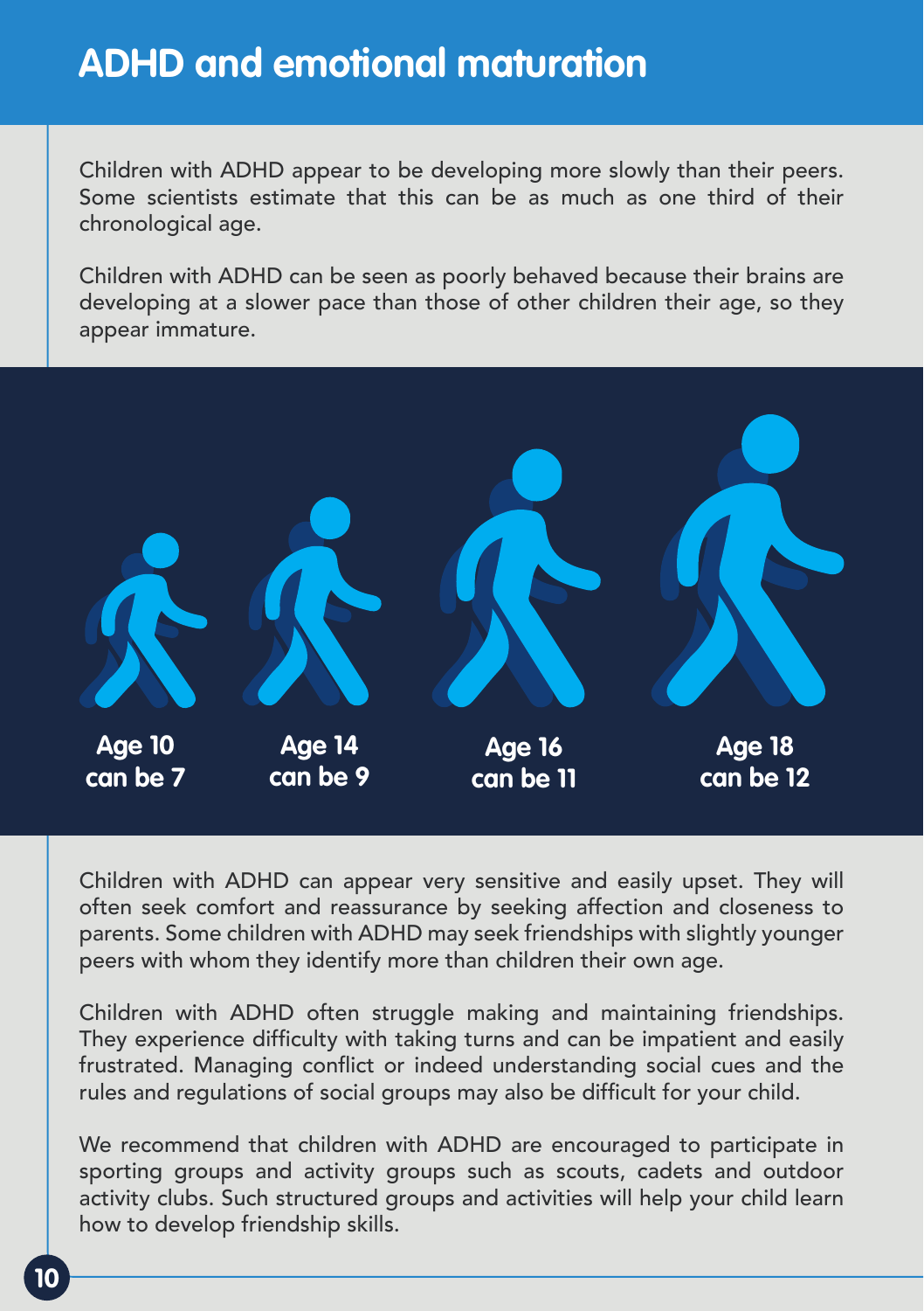# ADHD and emotional maturation

Children with ADHD appear to be developing more slowly than their peers. Some scientists estimate that this can be as much as one third of their chronological age.

Children with ADHD can be seen as poorly behaved because their brains are developing at a slower pace than those of other children their age, so they appear immature.

**Age 10 can be 7**

**Age 14 can be 9**

**Age 16 can be 11**

**Age 18 can be 12**

Children with ADHD can appear very sensitive and easily upset. They will often seek comfort and reassurance by seeking affection and closeness to parents. Some children with ADHD may seek friendships with slightly younger peers with whom they identify more than children their own age.

Children with ADHD often struggle making and maintaining friendships. They experience difficulty with taking turns and can be impatient and easily frustrated. Managing conflict or indeed understanding social cues and the rules and regulations of social groups may also be difficult for your child.

We recommend that children with ADHD are encouraged to participate in sporting groups and activity groups such as scouts, cadets and outdoor activity clubs. Such structured groups and activities will help your child learn how to develop friendship skills.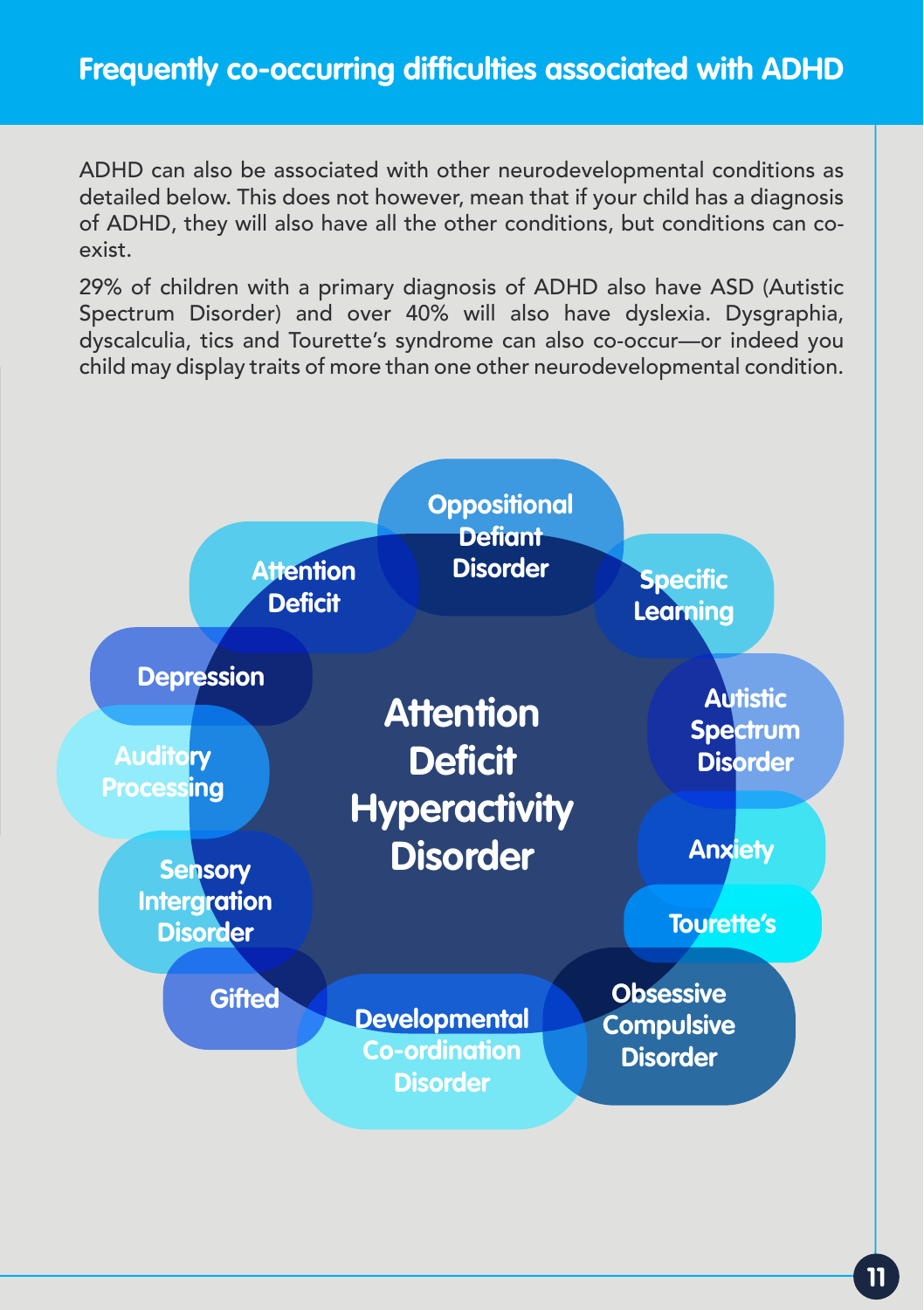## Frequently co-occurring difficulties associated with ADHD

ADHD can also be associated with other neurodevelopmental conditions as detailed below. This does not however, mean that if your child has a diagnosis of ADHD, they will also have all the other conditions, but conditions can co-exist.

29% of children with a primary diagnosis of ADHD also have ASD (Autistic Spectrum Disorder) and over 40% will also have dyslexia. Dysgraphia, dyscalculia, tics and Tourette's syndrome can also co-occur—or indeed you child may display traits of more than one other neurodevelopmental condition.

**Attention Deficit Hyperactivity Disorder**

- Oppositional Defiant Disorder
- Specific Learning
- Autistic Spectrum Disorder
- Anxiety
- Tourette's
- Obsessive Compulsive Disorder
- Developmental Co-ordination Disorder
- Gifted
- Sensory Intergration Disorder
- Auditory Processing
- Depression
- Attention Deficit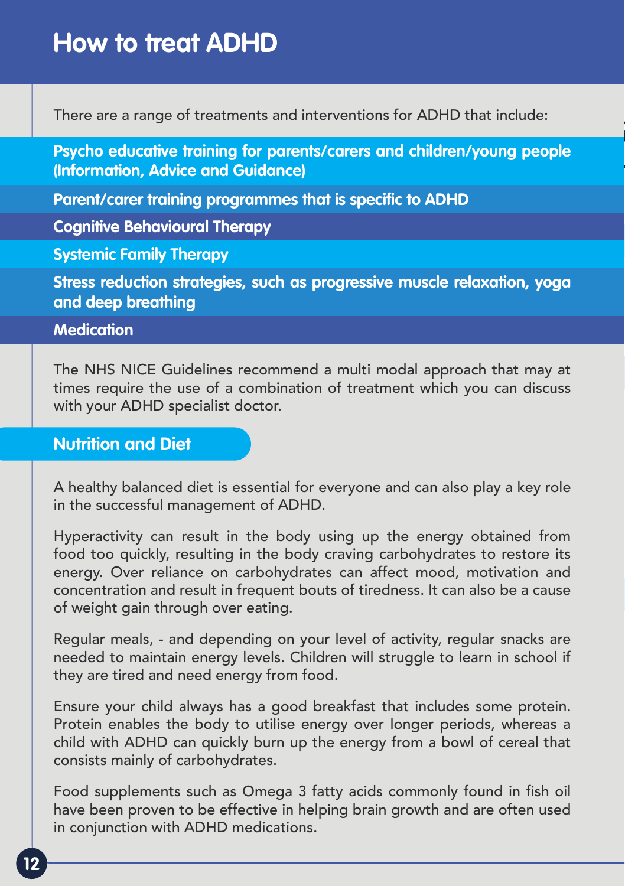# How to treat ADHD

There are a range of treatments and interventions for ADHD that include:

- **Psycho educative training for parents/carers and children/young people (Information, Advice and Guidance)**
- **Parent/carer training programmes that is specific to ADHD**
- **Cognitive Behavioural Therapy**
- **Systemic Family Therapy**
- **Stress reduction strategies, such as progressive muscle relaxation, yoga and deep breathing**
- **Medication**

The NHS NICE Guidelines recommend a multi modal approach that may at times require the use of a combination of treatment which you can discuss with your ADHD specialist doctor.

## Nutrition and Diet

A healthy balanced diet is essential for everyone and can also play a key role in the successful management of ADHD.

Hyperactivity can result in the body using up the energy obtained from food too quickly, resulting in the body craving carbohydrates to restore its energy. Over reliance on carbohydrates can affect mood, motivation and concentration and result in frequent bouts of tiredness. It can also be a cause of weight gain through over eating.

Regular meals, - and depending on your level of activity, regular snacks are needed to maintain energy levels. Children will struggle to learn in school if they are tired and need energy from food.

Ensure your child always has a good breakfast that includes some protein. Protein enables the body to utilise energy over longer periods, whereas a child with ADHD can quickly burn up the energy from a bowl of cereal that consists mainly of carbohydrates.

Food supplements such as Omega 3 fatty acids commonly found in fish oil have been proven to be effective in helping brain growth and are often used in conjunction with ADHD medications.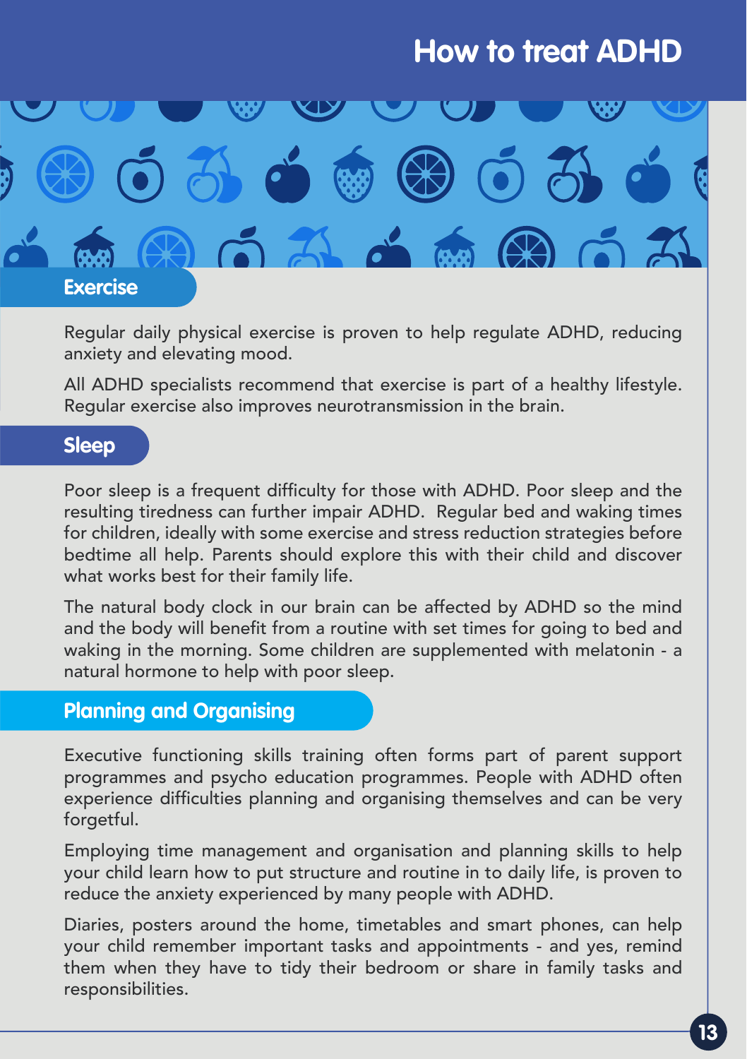# How to treat ADHD

## Exercise

Regular daily physical exercise is proven to help regulate ADHD, reducing anxiety and elevating mood.

All ADHD specialists recommend that exercise is part of a healthy lifestyle. Regular exercise also improves neurotransmission in the brain.

## Sleep

Poor sleep is a frequent difficulty for those with ADHD. Poor sleep and the resulting tiredness can further impair ADHD. Regular bed and waking times for children, ideally with some exercise and stress reduction strategies before bedtime all help. Parents should explore this with their child and discover what works best for their family life.

The natural body clock in our brain can be affected by ADHD so the mind and the body will benefit from a routine with set times for going to bed and waking in the morning. Some children are supplemented with melatonin - a natural hormone to help with poor sleep.

## Planning and Organising

Executive functioning skills training often forms part of parent support programmes and psycho education programmes. People with ADHD often experience difficulties planning and organising themselves and can be very forgetful.

Employing time management and organisation and planning skills to help your child learn how to put structure and routine in to daily life, is proven to reduce the anxiety experienced by many people with ADHD.

Diaries, posters around the home, timetables and smart phones, can help your child remember important tasks and appointments - and yes, remind them when they have to tidy their bedroom or share in family tasks and responsibilities.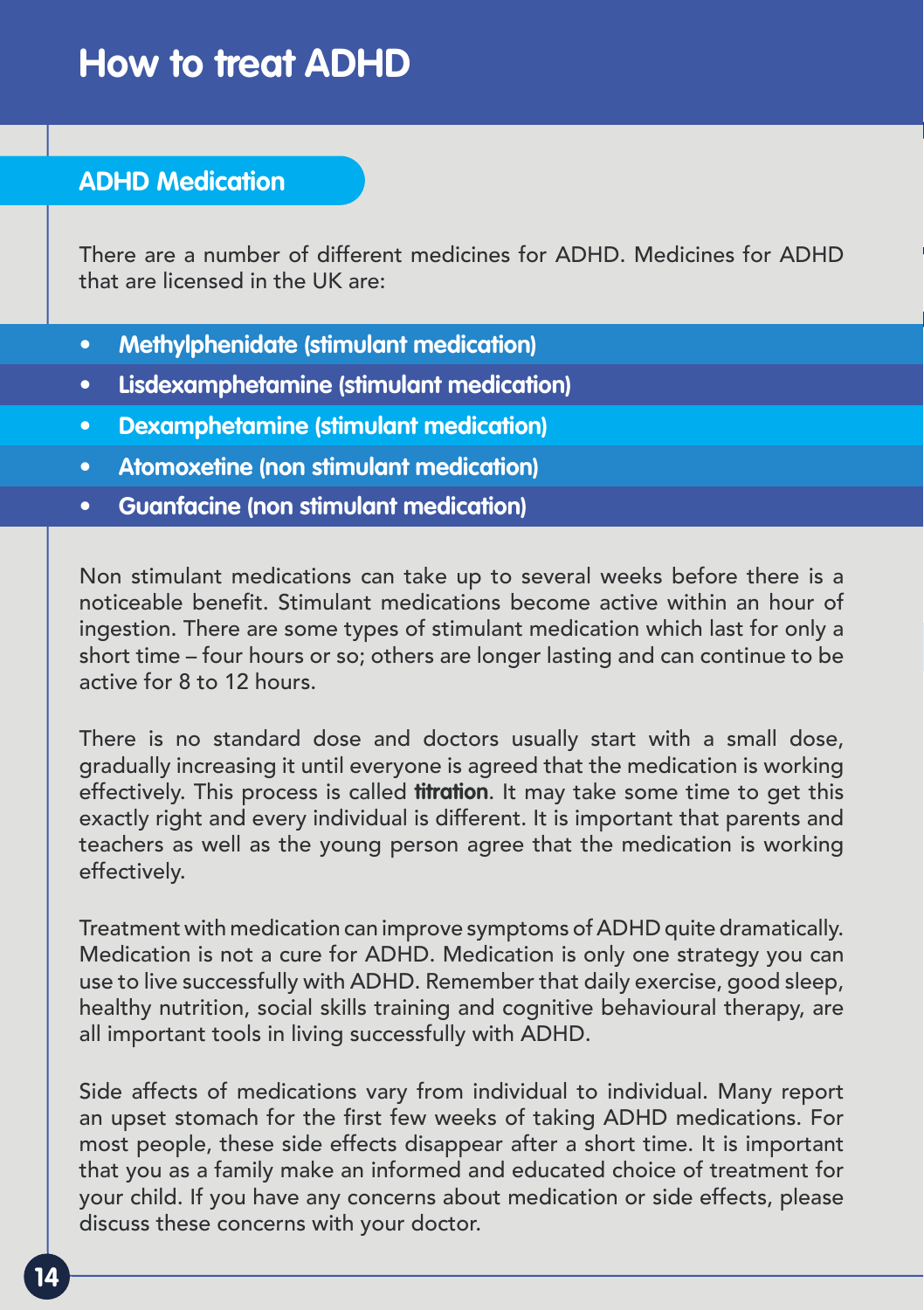# How to treat ADHD

## ADHD Medication

There are a number of different medicines for ADHD. Medicines for ADHD that are licensed in the UK are:

- **Methylphenidate (stimulant medication)**
- **Lisdexamphetamine (stimulant medication)**
- **Dexamphetamine (stimulant medication)**
- **Atomoxetine (non stimulant medication)**
- **Guanfacine (non stimulant medication)**

Non stimulant medications can take up to several weeks before there is a noticeable benefit. Stimulant medications become active within an hour of ingestion. There are some types of stimulant medication which last for only a short time – four hours or so; others are longer lasting and can continue to be active for 8 to 12 hours.

There is no standard dose and doctors usually start with a small dose, gradually increasing it until everyone is agreed that the medication is working effectively. This process is called **titration**. It may take some time to get this exactly right and every individual is different. It is important that parents and teachers as well as the young person agree that the medication is working effectively.

Treatment with medication can improve symptoms of ADHD quite dramatically. Medication is not a cure for ADHD. Medication is only one strategy you can use to live successfully with ADHD. Remember that daily exercise, good sleep, healthy nutrition, social skills training and cognitive behavioural therapy, are all important tools in living successfully with ADHD.

Side affects of medications vary from individual to individual. Many report an upset stomach for the first few weeks of taking ADHD medications. For most people, these side effects disappear after a short time. It is important that you as a family make an informed and educated choice of treatment for your child. If you have any concerns about medication or side effects, please discuss these concerns with your doctor.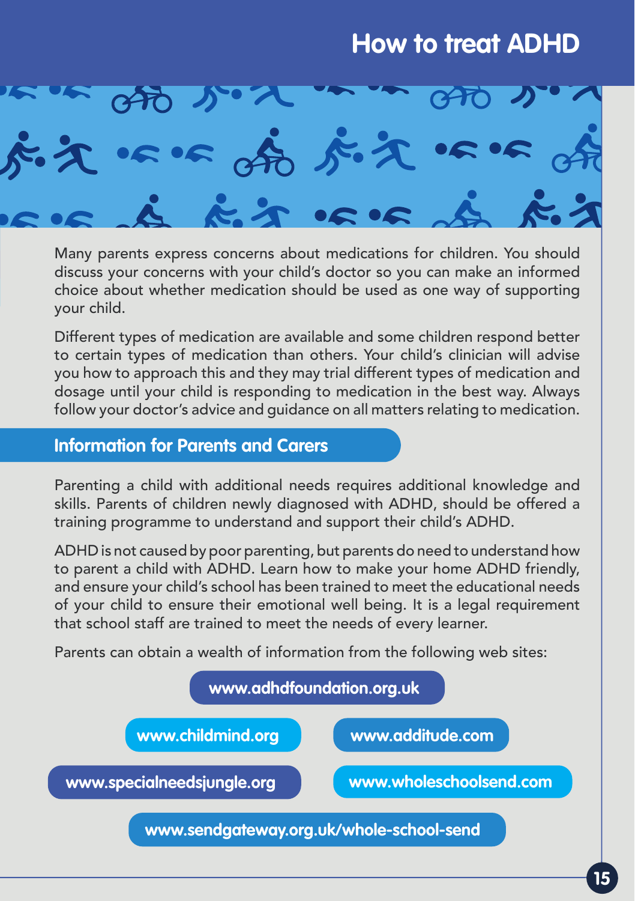# How to treat ADHD

Many parents express concerns about medications for children. You should discuss your concerns with your child's doctor so you can make an informed choice about whether medication should be used as one way of supporting your child.

Different types of medication are available and some children respond better to certain types of medication than others. Your child's clinician will advise you how to approach this and they may trial different types of medication and dosage until your child is responding to medication in the best way. Always follow your doctor's advice and guidance on all matters relating to medication.

## Information for Parents and Carers

Parenting a child with additional needs requires additional knowledge and skills. Parents of children newly diagnosed with ADHD, should be offered a training programme to understand and support their child's ADHD.

ADHD is not caused by poor parenting, but parents do need to understand how to parent a child with ADHD. Learn how to make your home ADHD friendly, and ensure your child's school has been trained to meet the educational needs of your child to ensure their emotional well being. It is a legal requirement that school staff are trained to meet the needs of every learner.

Parents can obtain a wealth of information from the following web sites:

- **www.adhdfoundation.org.uk**
- **www.childmind.org**
- **www.additude.com**
- **www.specialneedsjungle.org**
- **www.wholeschoolsend.com**
- **www.sendgateway.org.uk/whole-school-send**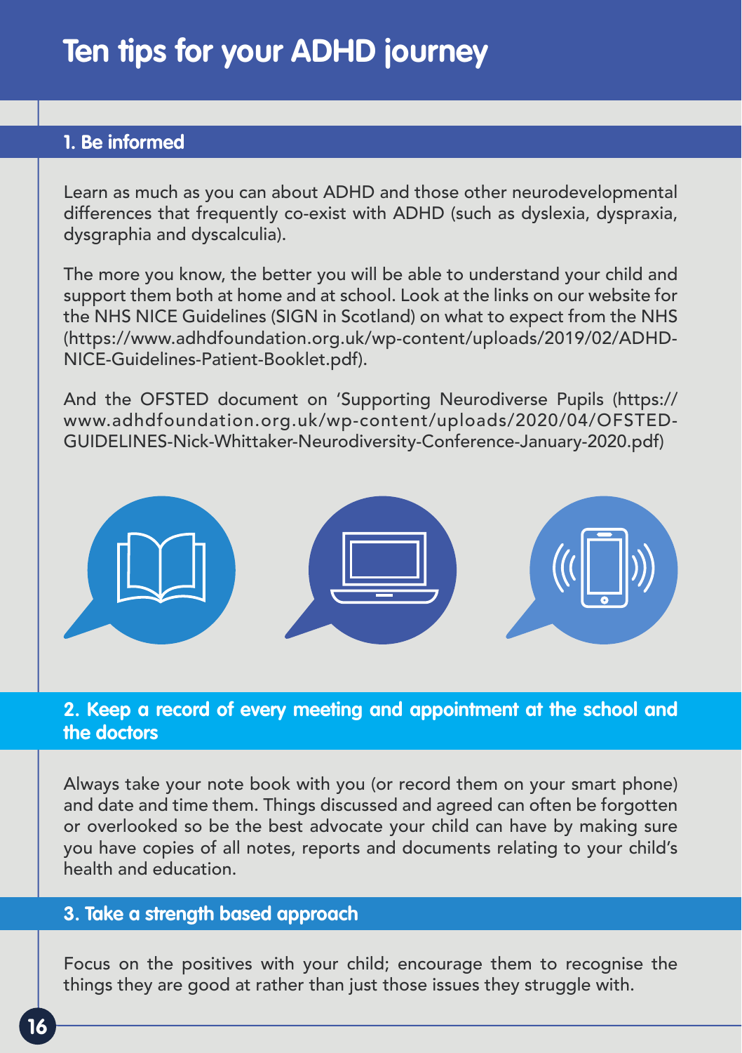# Ten tips for your ADHD journey

## 1. Be informed

Learn as much as you can about ADHD and those other neurodevelopmental differences that frequently co-exist with ADHD (such as dyslexia, dyspraxia, dysgraphia and dyscalculia).

The more you know, the better you will be able to understand your child and support them both at home and at school. Look at the links on our website for the NHS NICE Guidelines (SIGN in Scotland) on what to expect from the NHS (https://www.adhdfoundation.org.uk/wp-content/uploads/2019/02/ADHD-NICE-Guidelines-Patient-Booklet.pdf).

And the OFSTED document on 'Supporting Neurodiverse Pupils (https://www.adhdfoundation.org.uk/wp-content/uploads/2020/04/OFSTED-GUIDELINES-Nick-Whittaker-Neurodiversity-Conference-January-2020.pdf)

## 2. Keep a record of every meeting and appointment at the school and the doctors

Always take your note book with you (or record them on your smart phone) and date and time them. Things discussed and agreed can often be forgotten or overlooked so be the best advocate your child can have by making sure you have copies of all notes, reports and documents relating to your child's health and education.

## 3. Take a strength based approach

Focus on the positives with your child; encourage them to recognise the things they are good at rather than just those issues they struggle with.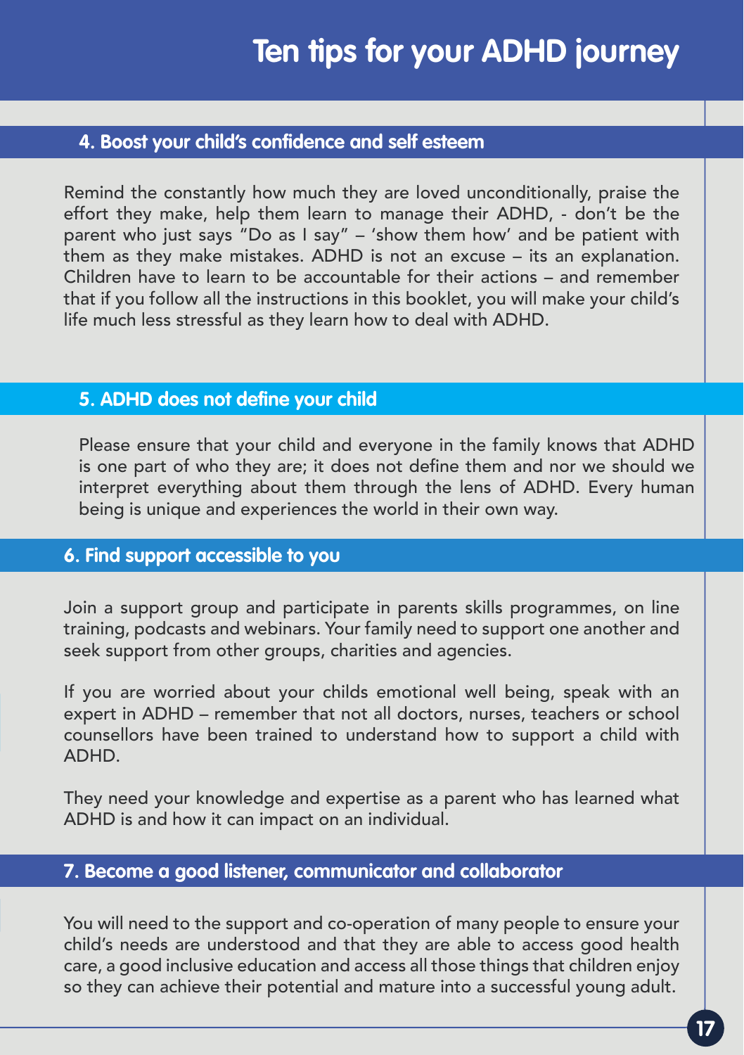# Ten tips for your ADHD journey

## 4. Boost your child's confidence and self esteem

Remind the constantly how much they are loved unconditionally, praise the effort they make, help them learn to manage their ADHD, - don't be the parent who just says "Do as I say" – 'show them how' and be patient with them as they make mistakes. ADHD is not an excuse – its an explanation. Children have to learn to be accountable for their actions – and remember that if you follow all the instructions in this booklet, you will make your child's life much less stressful as they learn how to deal with ADHD.

## 5. ADHD does not define your child

Please ensure that your child and everyone in the family knows that ADHD is one part of who they are; it does not define them and nor we should we interpret everything about them through the lens of ADHD. Every human being is unique and experiences the world in their own way.

## 6. Find support accessible to you

Join a support group and participate in parents skills programmes, on line training, podcasts and webinars. Your family need to support one another and seek support from other groups, charities and agencies.

If you are worried about your childs emotional well being, speak with an expert in ADHD – remember that not all doctors, nurses, teachers or school counsellors have been trained to understand how to support a child with ADHD.

They need your knowledge and expertise as a parent who has learned what ADHD is and how it can impact on an individual.

## 7. Become a good listener, communicator and collaborator

You will need to the support and co-operation of many people to ensure your child's needs are understood and that they are able to access good health care, a good inclusive education and access all those things that children enjoy so they can achieve their potential and mature into a successful young adult.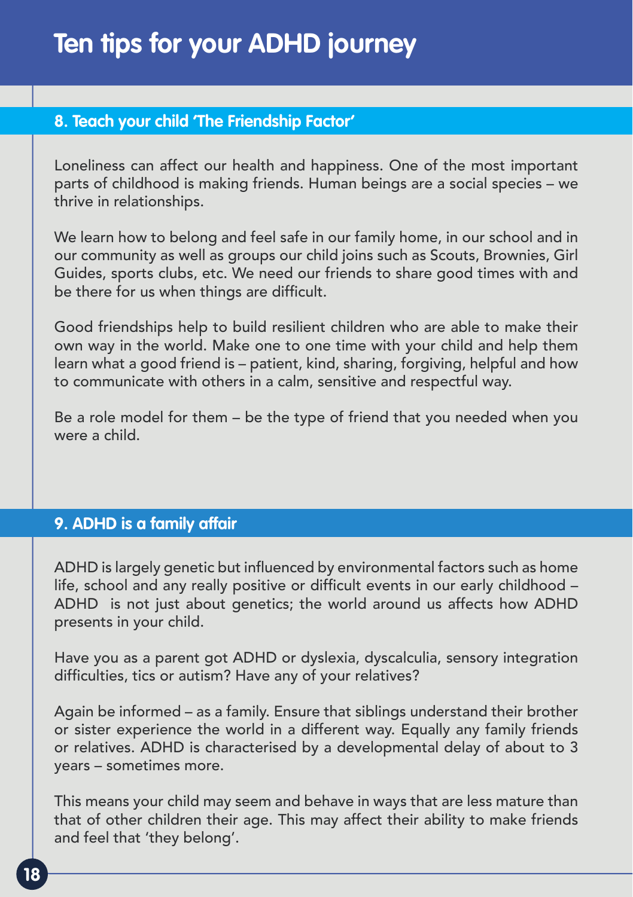# Ten tips for your ADHD journey

## 8. Teach your child 'The Friendship Factor'

Loneliness can affect our health and happiness. One of the most important parts of childhood is making friends. Human beings are a social species – we thrive in relationships.

We learn how to belong and feel safe in our family home, in our school and in our community as well as groups our child joins such as Scouts, Brownies, Girl Guides, sports clubs, etc. We need our friends to share good times with and be there for us when things are difficult.

Good friendships help to build resilient children who are able to make their own way in the world. Make one to one time with your child and help them learn what a good friend is – patient, kind, sharing, forgiving, helpful and how to communicate with others in a calm, sensitive and respectful way.

Be a role model for them – be the type of friend that you needed when you were a child.

## 9. ADHD is a family affair

ADHD is largely genetic but influenced by environmental factors such as home life, school and any really positive or difficult events in our early childhood – ADHD is not just about genetics; the world around us affects how ADHD presents in your child.

Have you as a parent got ADHD or dyslexia, dyscalculia, sensory integration difficulties, tics or autism? Have any of your relatives?

Again be informed – as a family. Ensure that siblings understand their brother or sister experience the world in a different way. Equally any family friends or relatives. ADHD is characterised by a developmental delay of about to 3 years – sometimes more.

This means your child may seem and behave in ways that are less mature than that of other children their age. This may affect their ability to make friends and feel that 'they belong'.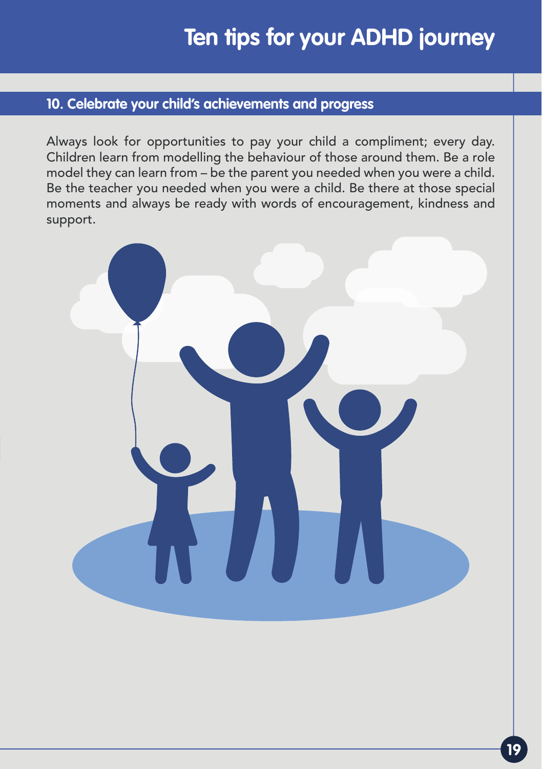# Ten tips for your ADHD journey

## 10. Celebrate your child's achievements and progress

Always look for opportunities to pay your child a compliment; every day. Children learn from modelling the behaviour of those around them. Be a role model they can learn from – be the parent you needed when you were a child. Be the teacher you needed when you were a child. Be there at those special moments and always be ready with words of encouragement, kindness and support.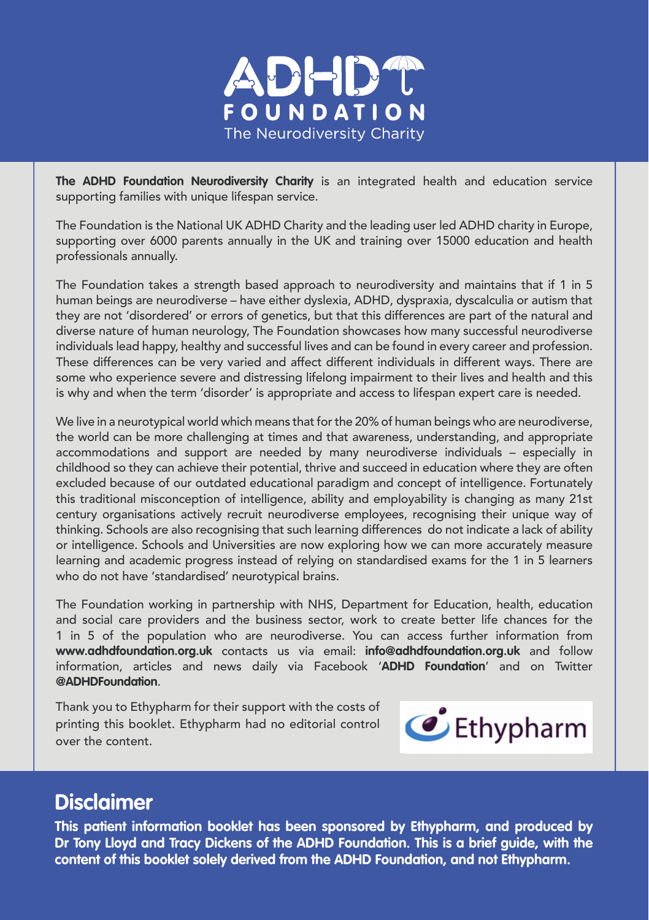# ADHD FOUNDATION

The Neurodiversity Charity

**The ADHD Foundation Neurodiversity Charity** is an integrated health and education service supporting families with unique lifespan service.

The Foundation is the National UK ADHD Charity and the leading user led ADHD charity in Europe, supporting over 6000 parents annually in the UK and training over 15000 education and health professionals annually.

The Foundation takes a strength based approach to neurodiversity and maintains that if 1 in 5 human beings are neurodiverse – have either dyslexia, ADHD, dyspraxia, dyscalculia or autism that they are not 'disordered' or errors of genetics, but that this differences are part of the natural and diverse nature of human neurology, The Foundation showcases how many successful neurodiverse individuals lead happy, healthy and successful lives and can be found in every career and profession. These differences can be very varied and affect different individuals in different ways. There are some who experience severe and distressing lifelong impairment to their lives and health and this is why and when the term 'disorder' is appropriate and access to lifespan expert care is needed.

We live in a neurotypical world which means that for the 20% of human beings who are neurodiverse, the world can be more challenging at times and that awareness, understanding, and appropriate accommodations and support are needed by many neurodiverse individuals – especially in childhood so they can achieve their potential, thrive and succeed in education where they are often excluded because of our outdated educational paradigm and concept of intelligence. Fortunately this traditional misconception of intelligence, ability and employability is changing as many 21st century organisations actively recruit neurodiverse employees, recognising their unique way of thinking. Schools are also recognising that such learning differences do not indicate a lack of ability or intelligence. Schools and Universities are now exploring how we can more accurately measure learning and academic progress instead of relying on standardised exams for the 1 in 5 learners who do not have 'standardised' neurotypical brains.

The Foundation working in partnership with NHS, Department for Education, health, education and social care providers and the business sector, work to create better life chances for the 1 in 5 of the population who are neurodiverse. You can access further information from **www.adhdfoundation.org.uk** contacts us via email: **info@adhdfoundation.org.uk** and follow information, articles and news daily via Facebook '**ADHD Foundation**' and on Twitter **@ADHDFoundation**.

Thank you to Ethypharm for their support with the costs of printing this booklet. Ethypharm had no editorial control over the content.

Ethypharm

## Disclaimer

**This patient information booklet has been sponsored by Ethypharm, and produced by Dr Tony Lloyd and Tracy Dickens of the ADHD Foundation. This is a brief guide, with the content of this booklet solely derived from the ADHD Foundation, and not Ethypharm.**